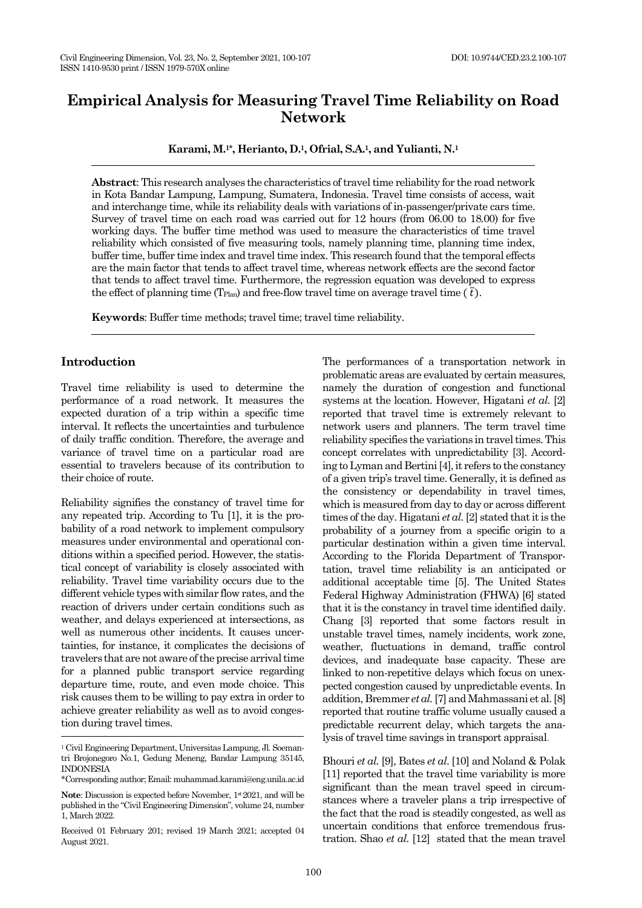# Empirical Analysis for Measuring Travel Time Reliability on Road Network

**Karami, M.[1*], Herianto, D.[1], Ofrial, S.A.[1], and Yulianti, N.[1]**

**Abstract**: This research analyses the characteristics of travel time reliability for the road network in Kota Bandar Lampung, Lampung, Sumatera, Indonesia. Travel time consists of access, wait and interchange time, while its reliability deals with variations of in-passenger/private cars time. Survey of travel time on each road was carried out for 12 hours (from 06.00 to 18.00) for five working days. The buffer time method was used to measure the characteristics of time travel reliability which consisted of five measuring tools, namely planning time, planning time index, buffer time, buffer time index and travel time index. This research found that the temporal effects are the main factor that tends to affect travel time, whereas network effects are the second factor that tends to affect travel time. Furthermore, the regression equation was developed to express the effect of planning time ($T_{Plan}$) and free-flow travel time on average travel time ($\bar{t}$).

**Keywords**: Buffer time methods; travel time; travel time reliability.

## Introduction

Travel time reliability is used to determine the performance of a road network. It measures the expected duration of a trip within a specific time interval. It reflects the uncertainties and turbulence of daily traffic condition. Therefore, the average and variance of travel time on a particular road are essential to travelers because of its contribution to their choice of route.

Reliability signifies the constancy of travel time for any repeated trip. According to Tu [1], it is the probability of a road network to implement compulsory measures under environmental and operational conditions within a specified period. However, the statistical concept of variability is closely associated with reliability. Travel time variability occurs due to the different vehicle types with similar flow rates, and the reaction of drivers under certain conditions such as weather, and delays experienced at intersections, as well as numerous other incidents. It causes uncertainties, for instance, it complicates the decisions of travelers that are not aware of the precise arrival time for a planned public transport service regarding departure time, route, and even mode choice. This risk causes them to be willing to pay extra in order to achieve greater reliability as well as to avoid congestion during travel times.

The performances of a transportation network in problematic areas are evaluated by certain measures, namely the duration of congestion and functional systems at the location. However, Higatani *et al.* [2] reported that travel time is extremely relevant to network users and planners. The term travel time reliability specifies the variations in travel times. This concept correlates with unpredictability [3]. According to Lyman and Bertini [4], it refers to the constancy of a given trip's travel time. Generally, it is defined as the consistency or dependability in travel times, which is measured from day to day or across different times of the day. Higatani *et al.* [2] stated that it is the probability of a journey from a specific origin to a particular destination within a given time interval. According to the Florida Department of Transportation, travel time reliability is an anticipated or additional acceptable time [5]. The United States Federal Highway Administration (FHWA) [6] stated that it is the constancy in travel time identified daily. Chang [3] reported that some factors result in unstable travel times, namely incidents, work zone, weather, fluctuations in demand, traffic control devices, and inadequate base capacity. These are linked to non-repetitive delays which focus on unexpected congestion caused by unpredictable events. In addition, Bremmer *et al.* [7] and Mahmassani et al. [8] reported that routine traffic volume usually caused a predictable recurrent delay, which targets the analysis of travel time savings in transport appraisal.

Bhouri *et al.* [9], Bates *et al.* [10] and Noland & Polak [11] reported that the travel time variability is more significant than the mean travel speed in circumstances where a traveler plans a trip irrespective of the fact that the road is steadily congested, as well as uncertain conditions that enforce tremendous frustration. Shao *et al.* [12] stated that the mean travel

---

[1] Civil Engineering Department, Universitas Lampung, Jl. Soemantri Brojonegoro No.1, Gedung Meneng, Bandar Lampung 35145, INDONESIA

*Corresponding author; Email: muhammad.karami@eng.unila.ac.id

**Note**: Discussion is expected before November, 1st 2021, and will be published in the "Civil Engineering Dimension", volume 24, number 1, March 2022.

Received 01 February 201; revised 19 March 2021; accepted 04 August 2021.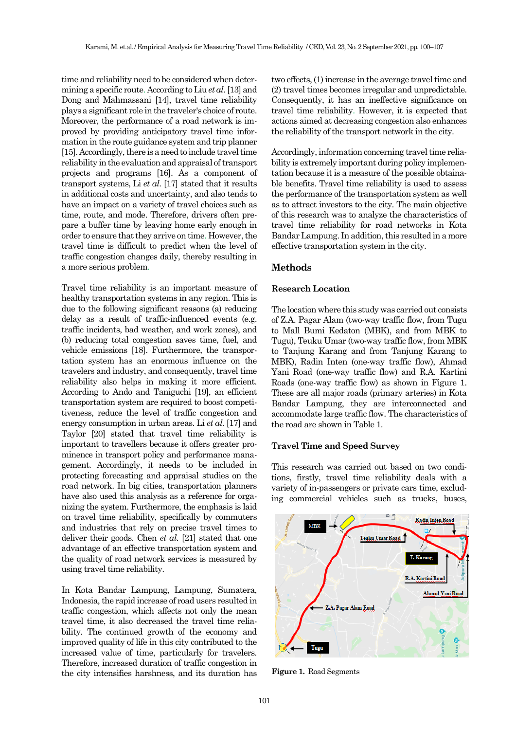time and reliability need to be considered when determining a specific route. According to Liu *et al.* [13] and Dong and Mahmassani [14], travel time reliability plays a significant role in the traveler's choice of route. Moreover, the performance of a road network is improved by providing anticipatory travel time information in the route guidance system and trip planner [15]. Accordingly, there is a need to include travel time reliability in the evaluation and appraisal of transport projects and programs [16]. As a component of transport systems, Li *et al.* [17] stated that it results in additional costs and uncertainty, and also tends to have an impact on a variety of travel choices such as time, route, and mode. Therefore, drivers often prepare a buffer time by leaving home early enough in order to ensure that they arrive on time. However, the travel time is difficult to predict when the level of traffic congestion changes daily, thereby resulting in a more serious problem.

Travel time reliability is an important measure of healthy transportation systems in any region. This is due to the following significant reasons (a) reducing delay as a result of traffic-influenced events (e.g. traffic incidents, bad weather, and work zones), and (b) reducing total congestion saves time, fuel, and vehicle emissions [18]. Furthermore, the transportation system has an enormous influence on the travelers and industry, and consequently, travel time reliability also helps in making it more efficient. According to Ando and Taniguchi [19], an efficient transportation system are required to boost competitiveness, reduce the level of traffic congestion and energy consumption in urban areas. Li *et al.* [17] and Taylor [20] stated that travel time reliability is important to travellers because it offers greater prominence in transport policy and performance management. Accordingly, it needs to be included in protecting forecasting and appraisal studies on the road network. In big cities, transportation planners have also used this analysis as a reference for organizing the system. Furthermore, the emphasis is laid on travel time reliability, specifically by commuters and industries that rely on precise travel times to deliver their goods. Chen *et al.* [21] stated that one advantage of an effective transportation system and the quality of road network services is measured by using travel time reliability.

In Kota Bandar Lampung, Lampung, Sumatera, Indonesia, the rapid increase of road users resulted in traffic congestion, which affects not only the mean travel time, it also decreased the travel time reliability. The continued growth of the economy and improved quality of life in this city contributed to the increased value of time, particularly for travelers. Therefore, increased duration of traffic congestion in the city intensifies harshness, and its duration has two effects, (1) increase in the average travel time and (2) travel times becomes irregular and unpredictable. Consequently, it has an ineffective significance on travel time reliability. However, it is expected that actions aimed at decreasing congestion also enhances the reliability of the transport network in the city.

Accordingly, information concerning travel time reliability is extremely important during policy implementation because it is a measure of the possible obtainable benefits. Travel time reliability is used to assess the performance of the transportation system as well as to attract investors to the city. The main objective of this research was to analyze the characteristics of travel time reliability for road networks in Kota Bandar Lampung. In addition, this resulted in a more effective transportation system in the city.

## Methods

### Research Location

The location where this study was carried out consists of Z.A. Pagar Alam (two-way traffic flow, from Tugu to Mall Bumi Kedaton (MBK) and from MBK to Tugu), Teuku Umar (two-way traffic flow, from MBK to Tanjung Karang and from Tanjung Karang to MBK), Radin Inten (one-way traffic flow), Ahmad Yani Road (one-way traffic flow) and R.A. Kartini Roads (one-way traffic flow) as shown in Figure 1. These are all major roads (primary arteries) in Kota Bandar Lampung, they are interconnected and accommodate large traffic flow. The characteristics of the road are shown in Table 1.

### Travel Time and Speed Survey

This research was carried out based on two conditions, firstly, travel time reliability deals with a variety of in-passengers or private cars time, excluding commercial vehicles such as trucks, buses,

**Figure 1.** Road Segments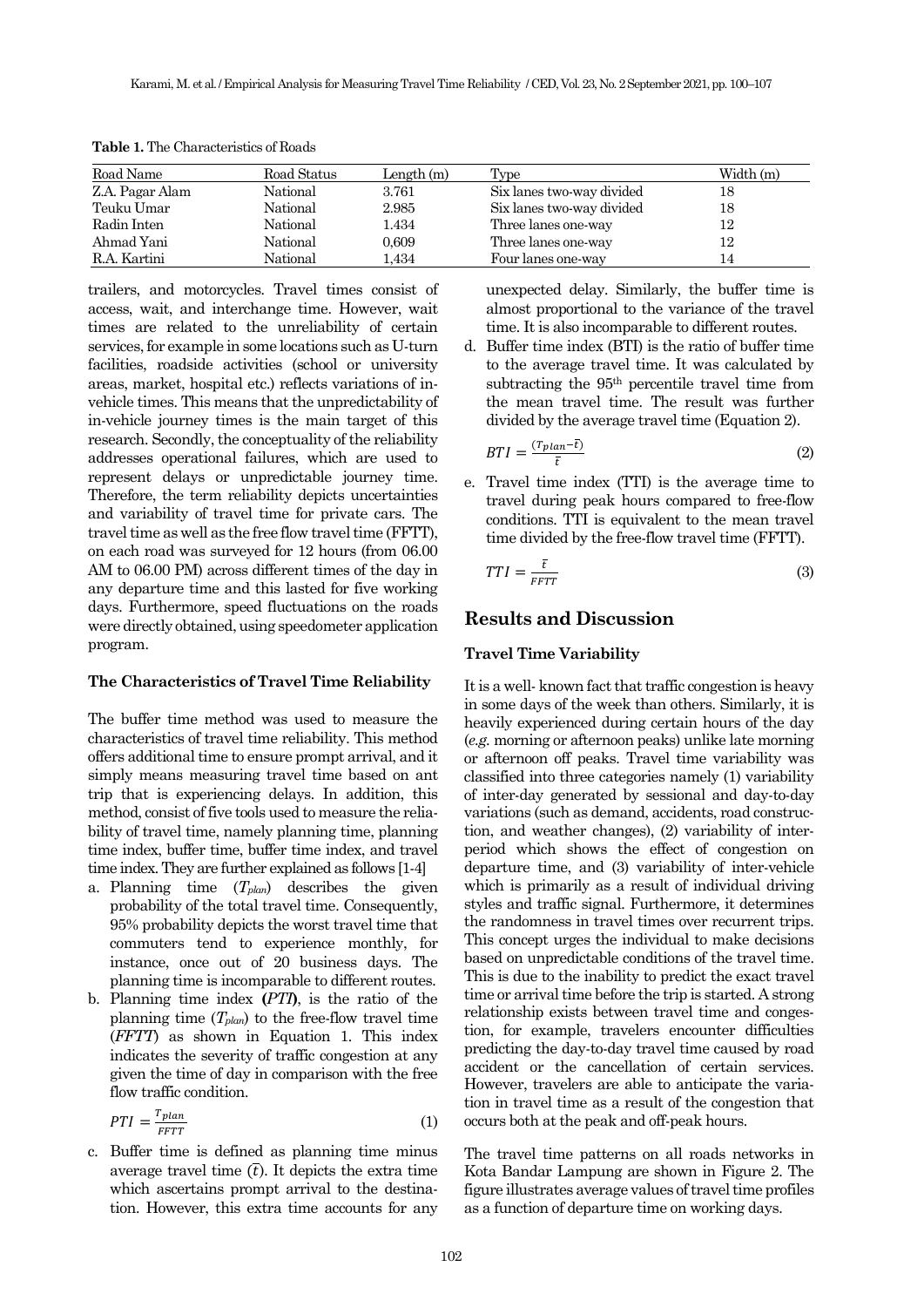**Table 1.** The Characteristics of Roads

| Road Name | Road Status | Length (m) | Type | Width (m) |
|---|---|---|---|---|
| Z.A. Pagar Alam | National | 3.761 | Six lanes two-way divided | 18 |
| Teuku Umar | National | 2.985 | Six lanes two-way divided | 18 |
| Radin Inten | National | 1.434 | Three lanes one-way | 12 |
| Ahmad Yani | National | 0,609 | Three lanes one-way | 12 |
| R.A. Kartini | National | 1,434 | Four lanes one-way | 14 |

trailers, and motorcycles. Travel times consist of access, wait, and interchange time. However, wait times are related to the unreliability of certain services, for example in some locations such as U-turn facilities, roadside activities (school or university areas, market, hospital etc.) reflects variations of in-vehicle times. This means that the unpredictability of in-vehicle journey times is the main target of this research. Secondly, the conceptuality of the reliability addresses operational failures, which are used to represent delays or unpredictable journey time. Therefore, the term reliability depicts uncertainties and variability of travel time for private cars. The travel time as well as the free flow travel time (FFTT), on each road was surveyed for 12 hours (from 06.00 AM to 06.00 PM) across different times of the day in any departure time and this lasted for five working days. Furthermore, speed fluctuations on the roads were directly obtained, using speedometer application program.

### The Characteristics of Travel Time Reliability

The buffer time method was used to measure the characteristics of travel time reliability. This method offers additional time to ensure prompt arrival, and it simply means measuring travel time based on ant trip that is experiencing delays. In addition, this method, consist of five tools used to measure the reliability of travel time, namely planning time, planning time index, buffer time, buffer time index, and travel time index. They are further explained as follows [1-4]

a. Planning time ($T_{plan}$) describes the given probability of the total travel time. Consequently, 95% probability depicts the worst travel time that commuters tend to experience monthly, for instance, once out of 20 business days. The planning time is incomparable to different routes.

b. Planning time index **(*PTI*)**, is the ratio of the planning time ($T_{plan}$) to the free-flow travel time (*FFTT*) as shown in Equation 1. This index indicates the severity of traffic congestion at any given the time of day in comparison with the free flow traffic condition.

$$PTI = \frac{T_{plan}}{FFTT} \tag{1}$$

c. Buffer time is defined as planning time minus average travel time ($\bar{t}$). It depicts the extra time which ascertains prompt arrival to the destination. However, this extra time accounts for any unexpected delay. Similarly, the buffer time is almost proportional to the variance of the travel time. It is also incomparable to different routes.

d. Buffer time index (BTI) is the ratio of buffer time to the average travel time. It was calculated by subtracting the 95th percentile travel time from the mean travel time. The result was further divided by the average travel time (Equation 2).

$$BTI = \frac{(T_{plan} - \bar{t})}{\bar{t}} \tag{2}$$

e. Travel time index (TTI) is the average time to travel during peak hours compared to free-flow conditions. TTI is equivalent to the mean travel time divided by the free-flow travel time (FFTT).

$$TTI = \frac{\bar{t}}{FFTT} \tag{3}$$

## Results and Discussion

### Travel Time Variability

It is a well- known fact that traffic congestion is heavy in some days of the week than others. Similarly, it is heavily experienced during certain hours of the day (*e.g.* morning or afternoon peaks) unlike late morning or afternoon off peaks. Travel time variability was classified into three categories namely (1) variability of inter-day generated by sessional and day-to-day variations (such as demand, accidents, road construction, and weather changes), (2) variability of inter-period which shows the effect of congestion on departure time, and (3) variability of inter-vehicle which is primarily as a result of individual driving styles and traffic signal. Furthermore, it determines the randomness in travel times over recurrent trips. This concept urges the individual to make decisions based on unpredictable conditions of the travel time. This is due to the inability to predict the exact travel time or arrival time before the trip is started. A strong relationship exists between travel time and congestion, for example, travelers encounter difficulties predicting the day-to-day travel time caused by road accident or the cancellation of certain services. However, travelers are able to anticipate the variation in travel time as a result of the congestion that occurs both at the peak and off-peak hours.

The travel time patterns on all roads networks in Kota Bandar Lampung are shown in Figure 2. The figure illustrates average values of travel time profiles as a function of departure time on working days.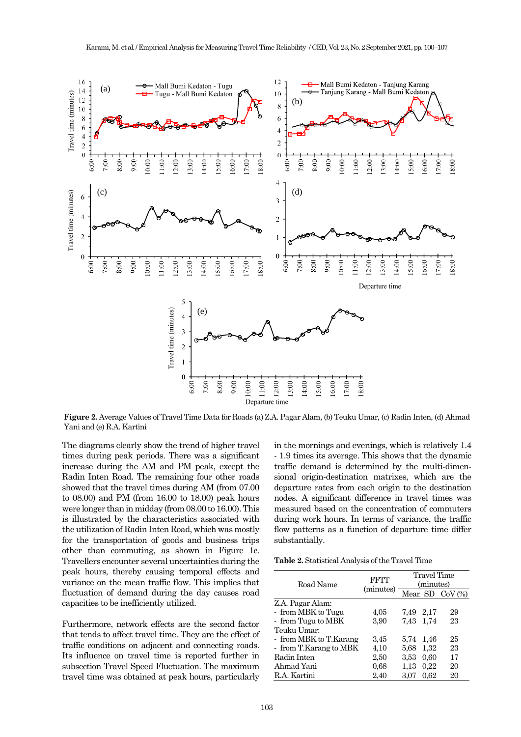**Figure 2.** Average Values of Travel Time Data for Roads (a) Z.A. Pagar Alam, (b) Teuku Umar, (c) Radin Inten, (d) Ahmad Yani and (e) R.A. Kartini

The diagrams clearly show the trend of higher travel times during peak periods. There was a significant increase during the AM and PM peak, except the Radin Inten Road. The remaining four other roads showed that the travel times during AM (from 07.00 to 08.00) and PM (from 16.00 to 18.00) peak hours were longer than in midday (from 08.00 to 16.00). This is illustrated by the characteristics associated with the utilization of Radin Inten Road, which was mostly for the transportation of goods and business trips other than commuting, as shown in Figure 1c. Travellers encounter several uncertainties during the peak hours, thereby causing temporal effects and variance on the return traffic flow. This implies that fluctuation of demand during the day causes road capacities to be inefficiently utilized.

Furthermore, network effects are the second factor that tends to affect travel time. They are the effect of traffic conditions on adjacent and connecting roads. Its influence on travel time is reported further in subsection Travel Speed Fluctuation. The maximum travel time was obtained at peak hours, particularly in the mornings and evenings, which is relatively 1.4 - 1.9 times its average. This shows that the dynamic traffic demand is determined by the multi-dimensional origin-destination matrixes, which are the departure rates from each origin to the destination nodes. A significant difference in travel times was measured based on the concentration of commuters during work hours. In terms of variance, the traffic flow patterns as a function of departure time differ substantially.

**Table 2.** Statistical Analysis of the Travel Time

| Road Name | FFTT (minutes) | Travel Time (minutes) | | |
|---|---|---|---|---|
| | | Mean | SD | CoV (%) |
| Z.A. Pagar Alam: | | | | |
| - from MBK to Tugu | 4,05 | 7,49 | 2,17 | 29 |
| - from Tugu to MBK | 3,90 | 7,43 | 1,74 | 23 |
| Teuku Umar: | | | | |
| - from MBK to T.Karang | 3,45 | 5,74 | 1,46 | 25 |
| - from T.Karang to MBK | 4,10 | 5,68 | 1,32 | 23 |
| Radin Inten | 2,50 | 3,53 | 0,60 | 17 |
| Ahmad Yani | 0,68 | 1,13 | 0,22 | 20 |
| R.A. Kartini | 2,40 | 3,07 | 0,62 | 20 |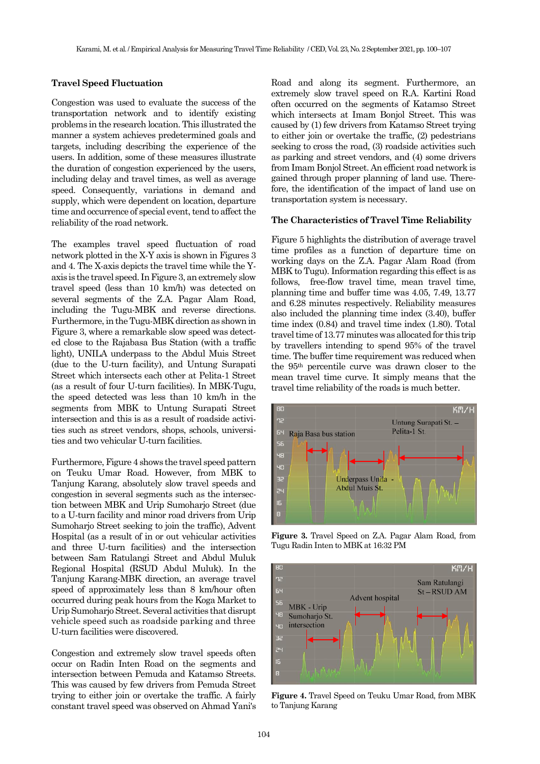## Travel Speed Fluctuation

Congestion was used to evaluate the success of the transportation network and to identify existing problems in the research location. This illustrated the manner a system achieves predetermined goals and targets, including describing the experience of the users. In addition, some of these measures illustrate the duration of congestion experienced by the users, including delay and travel times, as well as average speed. Consequently, variations in demand and supply, which were dependent on location, departure time and occurrence of special event, tend to affect the reliability of the road network.

The examples travel speed fluctuation of road network plotted in the X-Y axis is shown in Figures 3 and 4. The X-axis depicts the travel time while the Y-axis is the travel speed. In Figure 3, an extremely slow travel speed (less than 10 km/h) was detected on several segments of the Z.A. Pagar Alam Road, including the Tugu-MBK and reverse directions. Furthermore, in the Tugu-MBK direction as shown in Figure 3, where a remarkable slow speed was detected close to the Rajabasa Bus Station (with a traffic light), UNILA underpass to the Abdul Muis Street (due to the U-turn facility), and Untung Surapati Street which intersects each other at Pelita-1 Street (as a result of four U-turn facilities). In MBK-Tugu, the speed detected was less than 10 km/h in the segments from MBK to Untung Surapati Street intersection and this is as a result of roadside activities such as street vendors, shops, schools, universities and two vehicular U-turn facilities.

Furthermore, Figure 4 shows the travel speed pattern on Teuku Umar Road. However, from MBK to Tanjung Karang, absolutely slow travel speeds and congestion in several segments such as the intersection between MBK and Urip Sumoharjo Street (due to a U-turn facility and minor road drivers from Urip Sumoharjo Street seeking to join the traffic), Advent Hospital (as a result of in or out vehicular activities and three U-turn facilities) and the intersection between Sam Ratulangi Street and Abdul Muluk Regional Hospital (RSUD Abdul Muluk). In the Tanjung Karang-MBK direction, an average travel speed of approximately less than 8 km/hour often occurred during peak hours from the Koga Market to Urip Sumoharjo Street. Several activities that disrupt vehicle speed such as roadside parking and three U-turn facilities were discovered.

Congestion and extremely slow travel speeds often occur on Radin Inten Road on the segments and intersection between Pemuda and Katamso Streets. This was caused by few drivers from Pemuda Street trying to either join or overtake the traffic. A fairly constant travel speed was observed on Ahmad Yani's Road and along its segment. Furthermore, an extremely slow travel speed on R.A. Kartini Road often occurred on the segments of Katamso Street which intersects at Imam Bonjol Street. This was caused by (1) few drivers from Katamso Street trying to either join or overtake the traffic, (2) pedestrians seeking to cross the road, (3) roadside activities such as parking and street vendors, and (4) some drivers from Imam Bonjol Street. An efficient road network is gained through proper planning of land use. Therefore, the identification of the impact of land use on transportation system is necessary.

## The Characteristics of Travel Time Reliability

Figure 5 highlights the distribution of average travel time profiles as a function of departure time on working days on the Z.A. Pagar Alam Road (from MBK to Tugu). Information regarding this effect is as follows, free-flow travel time, mean travel time, planning time and buffer time was 4.05, 7.49, 13.77 and 6.28 minutes respectively. Reliability measures also included the planning time index (3.40), buffer time index (0.84) and travel time index (1.80). Total travel time of 13.77 minutes was allocated for this trip by travellers intending to spend 95% of the travel time. The buffer time requirement was reduced when the 95th percentile curve was drawn closer to the mean travel time curve. It simply means that the travel time reliability of the roads is much better.

**Figure 3.** Travel Speed on Z.A. Pagar Alam Road, from Tugu Radin Inten to MBK at 16:32 PM

**Figure 4.** Travel Speed on Teuku Umar Road, from MBK to Tanjung Karang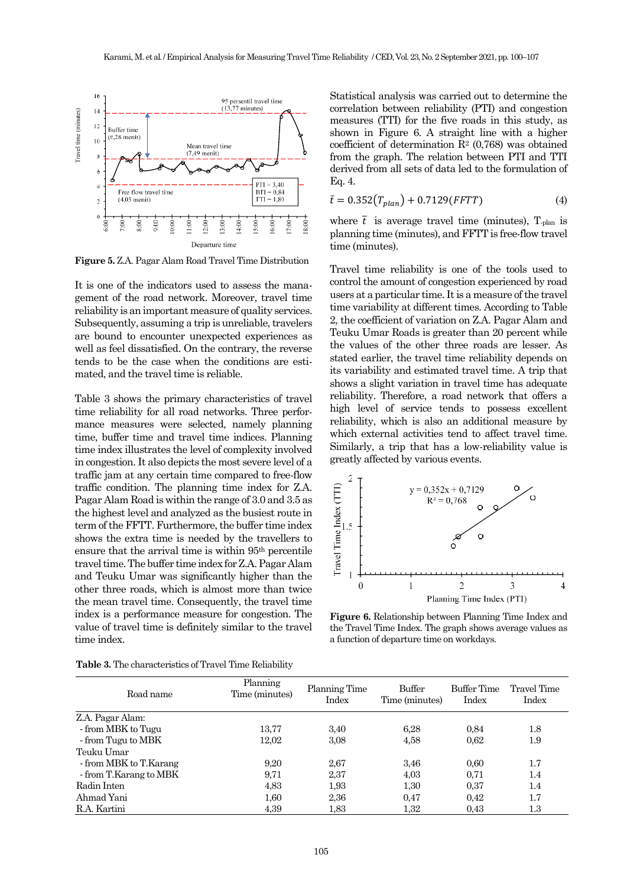Figure 5. Z.A. Pagar Alam Road Travel Time Distribution

It is one of the indicators used to assess the management of the road network. Moreover, travel time reliability is an important measure of quality services. Subsequently, assuming a trip is unreliable, travelers are bound to encounter unexpected experiences as well as feel dissatisfied. On the contrary, the reverse tends to be the case when the conditions are estimated, and the travel time is reliable.

Table 3 shows the primary characteristics of travel time reliability for all road networks. Three performance measures were selected, namely planning time, buffer time and travel time indices. Planning time index illustrates the level of complexity involved in congestion. It also depicts the most severe level of a traffic jam at any certain time compared to free-flow traffic condition. The planning time index for Z.A. Pagar Alam Road is within the range of 3.0 and 3.5 as the highest level and analyzed as the busiest route in term of the FFTT. Furthermore, the buffer time index shows the extra time is needed by the travellers to ensure that the arrival time is within 95th percentile travel time. The buffer time index for Z.A. Pagar Alam and Teuku Umar was significantly higher than the other three roads, which is almost more than twice the mean travel time. Consequently, the travel time index is a performance measure for congestion. The value of travel time is definitely similar to the travel time index.

Table 3. The characteristics of Travel Time Reliability

| Road name | Planning Time (minutes) | Planning Time Index | Buffer Time (minutes) | Buffer Time Index | Travel Time Index |
|---|---|---|---|---|---|
| Z.A. Pagar Alam: | | | | | |
| - from MBK to Tugu | 13,77 | 3,40 | 6,28 | 0,84 | 1.8 |
| - from Tugu to MBK | 12,02 | 3,08 | 4,58 | 0,62 | 1.9 |
| Teuku Umar | | | | | |
| - from MBK to T.Karang | 9,20 | 2,67 | 3,46 | 0,60 | 1.7 |
| - from T.Karang to MBK | 9,71 | 2,37 | 4,03 | 0,71 | 1.4 |
| Radin Inten | 4,83 | 1,93 | 1,30 | 0,37 | 1.4 |
| Ahmad Yani | 1,60 | 2,36 | 0,47 | 0,42 | 1.7 |
| R.A. Kartini | 4,39 | 1,83 | 1,32 | 0,43 | 1.3 |

Statistical analysis was carried out to determine the correlation between reliability (PTI) and congestion measures (TTI) for the five roads in this study, as shown in Figure 6. A straight line with a higher coefficient of determination $R^2$ (0,768) was obtained from the graph. The relation between PTI and TTI derived from all sets of data led to the formulation of Eq. 4.

$$\bar{t} = 0.352(T_{plan}) + 0.7129(FFTT) \tag{4}$$

where $\bar{t}$ is average travel time (minutes), $T_{plan}$ is planning time (minutes), and FFTT is free-flow travel time (minutes).

Travel time reliability is one of the tools used to control the amount of congestion experienced by road users at a particular time. It is a measure of the travel time variability at different times. According to Table 2, the coefficient of variation on Z.A. Pagar Alam and Teuku Umar Roads is greater than 20 percent while the values of the other three roads are lesser. As stated earlier, the travel time reliability depends on its variability and estimated travel time. A trip that shows a slight variation in travel time has adequate reliability. Therefore, a road network that offers a high level of service tends to possess excellent reliability, which is also an additional measure by which external activities tend to affect travel time. Similarly, a trip that has a low-reliability value is greatly affected by various events.

Figure 6. Relationship between Planning Time Index and the Travel Time Index. The graph shows average values as a function of departure time on workdays.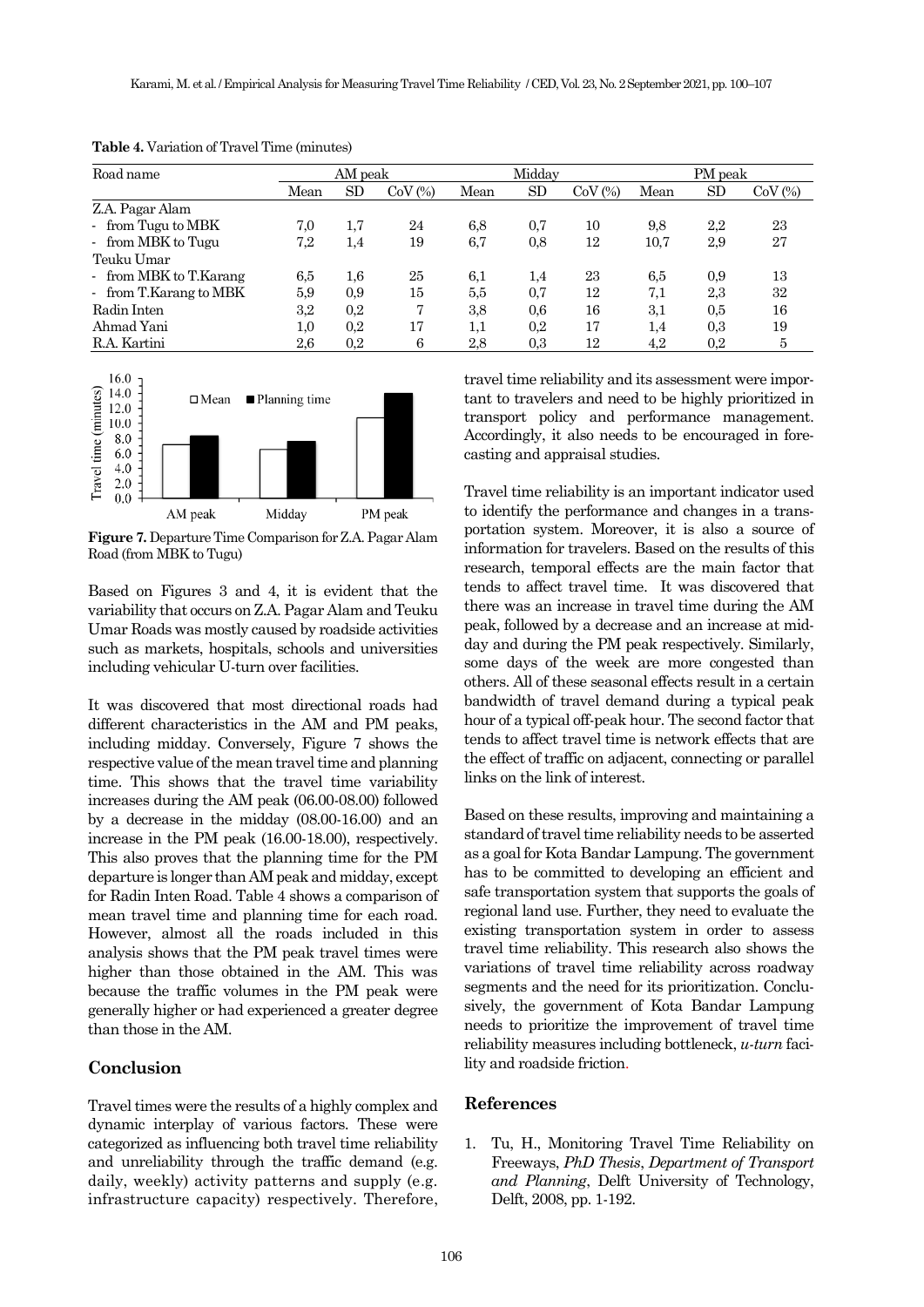**Table 4.** Variation of Travel Time (minutes)

| Road name | AM peak | | | Midday | | | PM peak | | |
|---|---|---|---|---|---|---|---|---|---|
| | Mean | SD | CoV (%) | Mean | SD | CoV (%) | Mean | SD | CoV (%) |
| Z.A. Pagar Alam | | | | | | | | | |
| - from Tugu to MBK | 7,0 | 1,7 | 24 | 6,8 | 0,7 | 10 | 9,8 | 2,2 | 23 |
| - from MBK to Tugu | 7,2 | 1,4 | 19 | 6,7 | 0,8 | 12 | 10,7 | 2,9 | 27 |
| Teuku Umar | | | | | | | | | |
| - from MBK to T.Karang | 6,5 | 1,6 | 25 | 6,1 | 1,4 | 23 | 6,5 | 0,9 | 13 |
| - from T.Karang to MBK | 5,9 | 0,9 | 15 | 5,5 | 0,7 | 12 | 7,1 | 2,3 | 32 |
| Radin Inten | 3,2 | 0,2 | 7 | 3,8 | 0,6 | 16 | 3,1 | 0,5 | 16 |
| Ahmad Yani | 1,0 | 0,2 | 17 | 1,1 | 0,2 | 17 | 1,4 | 0,3 | 19 |
| R.A. Kartini | 2,6 | 0,2 | 6 | 2,8 | 0,3 | 12 | 4,2 | 0,2 | 5 |

**Figure 7.** Departure Time Comparison for Z.A. Pagar Alam Road (from MBK to Tugu)

Based on Figures 3 and 4, it is evident that the variability that occurs on Z.A. Pagar Alam and Teuku Umar Roads was mostly caused by roadside activities such as markets, hospitals, schools and universities including vehicular U-turn over facilities.

It was discovered that most directional roads had different characteristics in the AM and PM peaks, including midday. Conversely, Figure 7 shows the respective value of the mean travel time and planning time. This shows that the travel time variability increases during the AM peak (06.00-08.00) followed by a decrease in the midday (08.00-16.00) and an increase in the PM peak (16.00-18.00), respectively. This also proves that the planning time for the PM departure is longer than AM peak and midday, except for Radin Inten Road. Table 4 shows a comparison of mean travel time and planning time for each road. However, almost all the roads included in this analysis shows that the PM peak travel times were higher than those obtained in the AM. This was because the traffic volumes in the PM peak were generally higher or had experienced a greater degree than those in the AM.

## Conclusion

Travel times were the results of a highly complex and dynamic interplay of various factors. These were categorized as influencing both travel time reliability and unreliability through the traffic demand (e.g. daily, weekly) activity patterns and supply (e.g. infrastructure capacity) respectively. Therefore, travel time reliability and its assessment were important to travelers and need to be highly prioritized in transport policy and performance management. Accordingly, it also needs to be encouraged in forecasting and appraisal studies.

Travel time reliability is an important indicator used to identify the performance and changes in a transportation system. Moreover, it is also a source of information for travelers. Based on the results of this research, temporal effects are the main factor that tends to affect travel time. It was discovered that there was an increase in travel time during the AM peak, followed by a decrease and an increase at midday and during the PM peak respectively. Similarly, some days of the week are more congested than others. All of these seasonal effects result in a certain bandwidth of travel demand during a typical peak hour of a typical off-peak hour. The second factor that tends to affect travel time is network effects that are the effect of traffic on adjacent, connecting or parallel links on the link of interest.

Based on these results, improving and maintaining a standard of travel time reliability needs to be asserted as a goal for Kota Bandar Lampung. The government has to be committed to developing an efficient and safe transportation system that supports the goals of regional land use. Further, they need to evaluate the existing transportation system in order to assess travel time reliability. This research also shows the variations of travel time reliability across roadway segments and the need for its prioritization. Conclusively, the government of Kota Bandar Lampung needs to prioritize the improvement of travel time reliability measures including bottleneck, *u-turn* facility and roadside friction.

## References

1. Tu, H., Monitoring Travel Time Reliability on Freeways, *PhD Thesis*, *Department of Transport and Planning*, Delft University of Technology, Delft, 2008, pp. 1-192.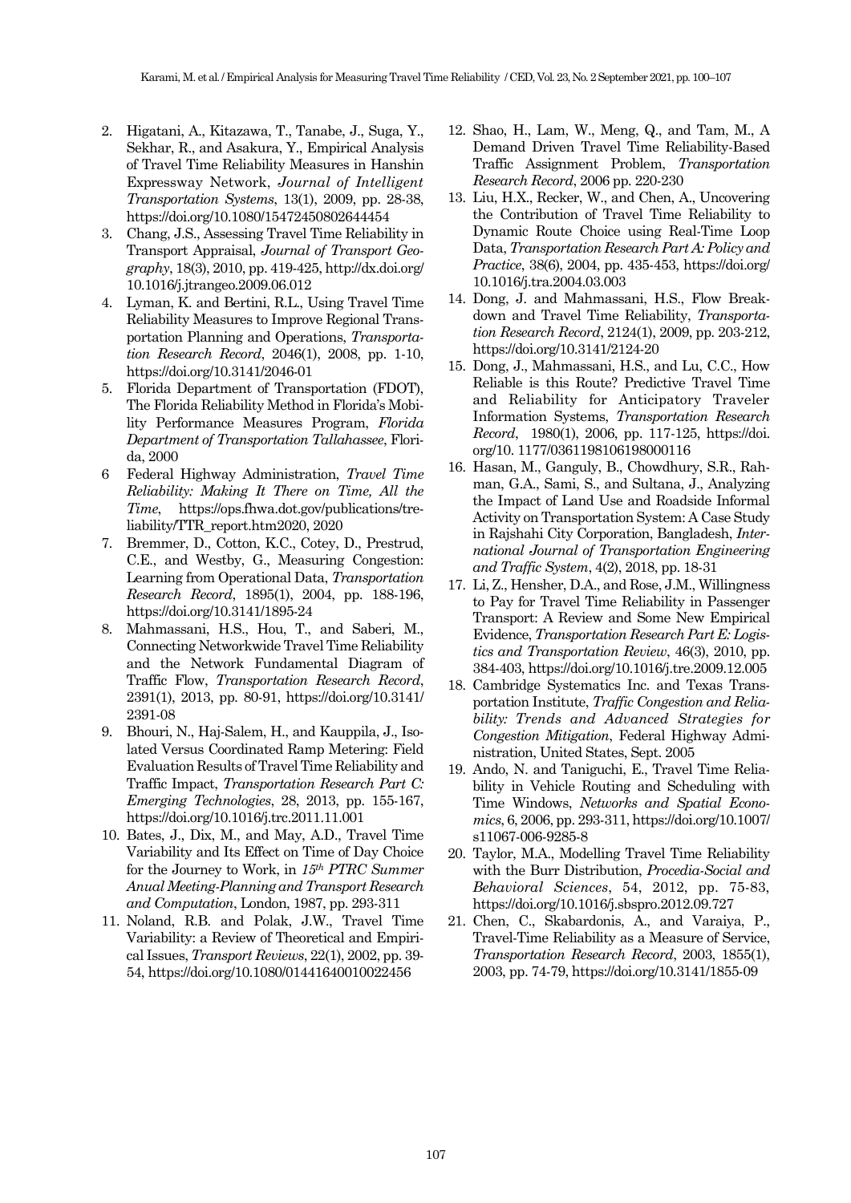2. Higatani, A., Kitazawa, T., Tanabe, J., Suga, Y., Sekhar, R., and Asakura, Y., Empirical Analysis of Travel Time Reliability Measures in Hanshin Expressway Network, *Journal of Intelligent Transportation Systems*, 13(1), 2009, pp. 28-38, https://doi.org/10.1080/15472450802644454
3. Chang, J.S., Assessing Travel Time Reliability in Transport Appraisal, *Journal of Transport Geography*, 18(3), 2010, pp. 419-425, http://dx.doi.org/10.1016/j.jtrangeo.2009.06.012
4. Lyman, K. and Bertini, R.L., Using Travel Time Reliability Measures to Improve Regional Transportation Planning and Operations, *Transportation Research Record*, 2046(1), 2008, pp. 1-10, https://doi.org/10.3141/2046-01
5. Florida Department of Transportation (FDOT), The Florida Reliability Method in Florida's Mobility Performance Measures Program, *Florida Department of Transportation Tallahassee*, Florida, 2000
6. Federal Highway Administration, *Travel Time Reliability: Making It There on Time, All the Time*, https://ops.fhwa.dot.gov/publications/tr-eliability/TTR_report.htm2020, 2020
7. Bremmer, D., Cotton, K.C., Cotey, D., Prestrud, C.E., and Westby, G., Measuring Congestion: Learning from Operational Data, *Transportation Research Record*, 1895(1), 2004, pp. 188-196, https://doi.org/10.3141/1895-24
8. Mahmassani, H.S., Hou, T., and Saberi, M., Connecting Networkwide Travel Time Reliability and the Network Fundamental Diagram of Traffic Flow, *Transportation Research Record*, 2391(1), 2013, pp. 80-91, https://doi.org/10.3141/2391-08
9. Bhouri, N., Haj-Salem, H., and Kauppila, J., Isolated Versus Coordinated Ramp Metering: Field Evaluation Results of Travel Time Reliability and Traffic Impact, *Transportation Research Part C: Emerging Technologies*, 28, 2013, pp. 155-167, https://doi.org/10.1016/j.trc.2011.11.001
10. Bates, J., Dix, M., and May, A.D., Travel Time Variability and Its Effect on Time of Day Choice for the Journey to Work, in *15th PTRC Summer Anual Meeting-Planning and Transport Research and Computation*, London, 1987, pp. 293-311
11. Noland, R.B. and Polak, J.W., Travel Time Variability: a Review of Theoretical and Empirical Issues, *Transport Reviews*, 22(1), 2002, pp. 39-54, https://doi.org/10.1080/01441640010022456
12. Shao, H., Lam, W., Meng, Q., and Tam, M., A Demand Driven Travel Time Reliability-Based Traffic Assignment Problem, *Transportation Research Record*, 2006 pp. 220-230
13. Liu, H.X., Recker, W., and Chen, A., Uncovering the Contribution of Travel Time Reliability to Dynamic Route Choice using Real-Time Loop Data, *Transportation Research Part A: Policy and Practice*, 38(6), 2004, pp. 435-453, https://doi.org/10.1016/j.tra.2004.03.003
14. Dong, J. and Mahmassani, H.S., Flow Breakdown and Travel Time Reliability, *Transportation Research Record*, 2124(1), 2009, pp. 203-212, https://doi.org/10.3141/2124-20
15. Dong, J., Mahmassani, H.S., and Lu, C.C., How Reliable is this Route? Predictive Travel Time and Reliability for Anticipatory Traveler Information Systems, *Transportation Research Record*, 1980(1), 2006, pp. 117-125, https://doi.org/10. 1177/0361198106198000116
16. Hasan, M., Ganguly, B., Chowdhury, S.R., Rahman, G.A., Sami, S., and Sultana, J., Analyzing the Impact of Land Use and Roadside Informal Activity on Transportation System: A Case Study in Rajshahi City Corporation, Bangladesh, *International Journal of Transportation Engineering and Traffic System*, 4(2), 2018, pp. 18-31
17. Li, Z., Hensher, D.A., and Rose, J.M., Willingness to Pay for Travel Time Reliability in Passenger Transport: A Review and Some New Empirical Evidence, *Transportation Research Part E: Logistics and Transportation Review*, 46(3), 2010, pp. 384-403, https://doi.org/10.1016/j.tre.2009.12.005
18. Cambridge Systematics Inc. and Texas Transportation Institute, *Traffic Congestion and Reliability: Trends and Advanced Strategies for Congestion Mitigation*, Federal Highway Administration, United States, Sept. 2005
19. Ando, N. and Taniguchi, E., Travel Time Reliability in Vehicle Routing and Scheduling with Time Windows, *Networks and Spatial Economics*, 6, 2006, pp. 293-311, https://doi.org/10.1007/s11067-006-9285-8
20. Taylor, M.A., Modelling Travel Time Reliability with the Burr Distribution, *Procedia-Social and Behavioral Sciences*, 54, 2012, pp. 75-83, https://doi.org/10.1016/j.sbspro.2012.09.727
21. Chen, C., Skabardonis, A., and Varaiya, P., Travel-Time Reliability as a Measure of Service, *Transportation Research Record*, 2003, 1855(1), 2003, pp. 74-79, https://doi.org/10.3141/1855-09